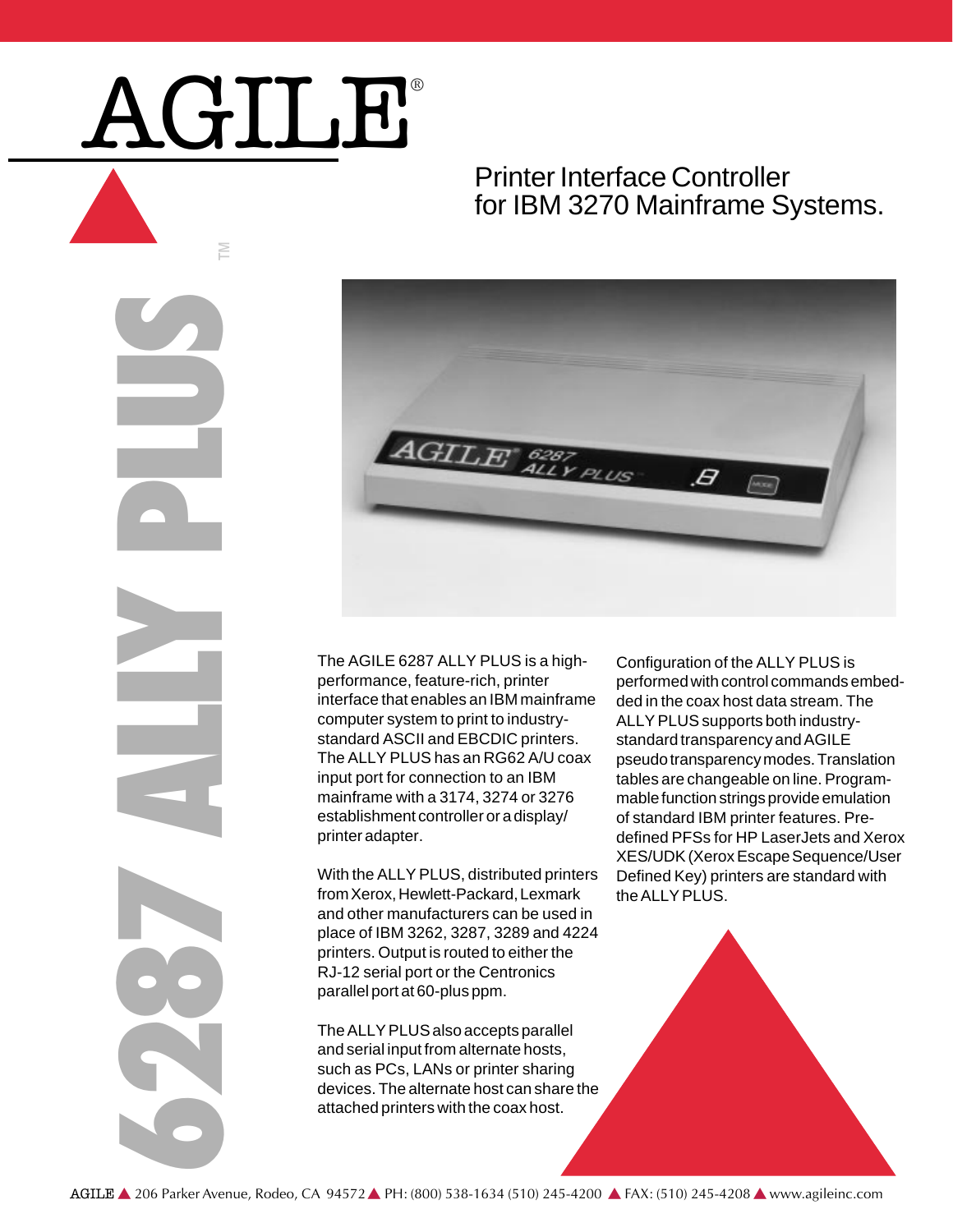# AGILE®

## 6287 ALLY PLUS™

## Printer Interface Controller for IBM 3270 Mainframe Systems.

The AGILE 6287 ALLY PLUS is a high-performance, feature-rich, printer interface that enables an IBM mainframe computer system to print to industry-standard ASCII and EBCDIC printers. The ALLY PLUS has an RG62 A/U coax input port for connection to an IBM mainframe with a 3174, 3274 or 3276 establishment controller or a display/printer adapter.

With the ALLY PLUS, distributed printers from Xerox, Hewlett-Packard, Lexmark and other manufacturers can be used in place of IBM 3262, 3287, 3289 and 4224 printers. Output is routed to either the RJ-12 serial port or the Centronics parallel port at 60-plus ppm.

The ALLY PLUS also accepts parallel and serial input from alternate hosts, such as PCs, LANs or printer sharing devices. The alternate host can share the attached printers with the coax host.

Configuration of the ALLY PLUS is performed with control commands embedded in the coax host data stream. The ALLY PLUS supports both industry-standard transparency and AGILE pseudo transparency modes. Translation tables are changeable on line. Programmable function strings provide emulation of standard IBM printer features. Pre-defined PFSs for HP LaserJets and Xerox XES/UDK (Xerox Escape Sequence/User Defined Key) printers are standard with the ALLY PLUS.

AGILE ▲ 206 Parker Avenue, Rodeo, CA 94572 ▲ PH: (800) 538-1634 (510) 245-4200 ▲ FAX: (510) 245-4208 ▲ www.agileinc.com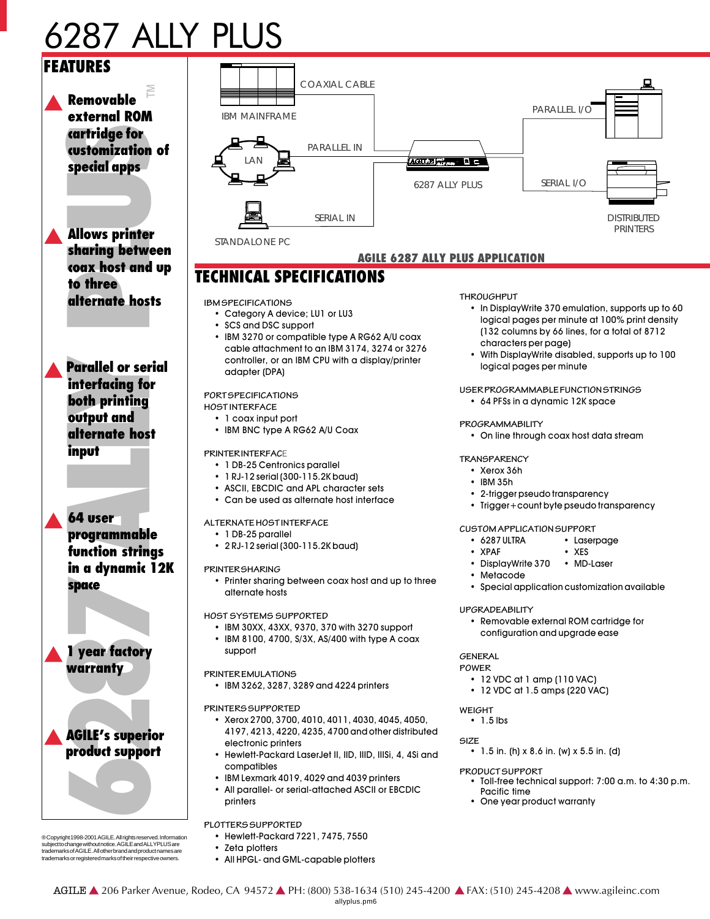# 6287 ALLY PLUS

## FEATURES

- Removable external ROM cartridge for customization of special apps
- Allows printer sharing between coax host and up to three alternate hosts
- Parallel or serial interfacing for both printing output and alternate host input
- 64 user programmable function strings in a dynamic 12K space
- 1 year factory warranty
- AGILE's superior product support

COAXIAL CABLE

IBM MAINFRAME

LAN

PARALLEL IN

SERIAL IN

STANDALONE PC

6287 ALLY PLUS

PARALLEL I/O

SERIAL I/O

DISTRIBUTED PRINTERS

**AGILE 6287 ALLY PLUS APPLICATION**

## TECHNICAL SPECIFICATIONS

IBM SPECIFICATIONS
- Category A device; LU1 or LU3
- SCS and DSC support
- IBM 3270 or compatible type A RG62 A/U coax cable attachment to an IBM 3174, 3274 or 3276 controller, or an IBM CPU with a display/printer adapter (DPA)

PORT SPECIFICATIONS
HOST INTERFACE
- 1 coax input port
- IBM BNC type A RG62 A/U Coax

PRINTER INTERFACE
- 1 DB-25 Centronics parallel
- 1 RJ-12 serial (300-115.2K baud)
- ASCII, EBCDIC and APL character sets
- Can be used as alternate host interface

ALTERNATE HOST INTERFACE
- 1 DB-25 parallel
- 2 RJ-12 serial (300-115.2K baud)

PRINTER SHARING
- Printer sharing between coax host and up to three alternate hosts

HOST SYSTEMS SUPPORTED
- IBM 30XX, 43XX, 9370, 370 with 3270 support
- IBM 8100, 4700, S/3X, AS/400 with type A coax support

PRINTER EMULATIONS
- IBM 3262, 3287, 3289 and 4224 printers

PRINTERS SUPPORTED
- Xerox 2700, 3700, 4010, 4011, 4030, 4045, 4050, 4197, 4213, 4220, 4235, 4700 and other distributed electronic printers
- Hewlett-Packard LaserJet II, IID, IIID, IIISi, 4, 4Si and compatibles
- IBM Lexmark 4019, 4029 and 4039 printers
- All parallel- or serial-attached ASCII or EBCDIC printers

PLOTTERS SUPPORTED
- Hewlett-Packard 7221, 7475, 7550
- Zeta plotters
- All HPGL- and GML-capable plotters

THROUGHPUT
- In DisplayWrite 370 emulation, supports up to 60 logical pages per minute at 100% print density (132 columns by 66 lines, for a total of 8712 characters per page)
- With DisplayWrite disabled, supports up to 100 logical pages per minute

USER PROGRAMMABLE FUNCTION STRINGS
- 64 PFSs in a dynamic 12K space

PROGRAMMABILITY
- On line through coax host data stream

TRANSPARENCY
- Xerox 36h
- IBM 35h
- 2-trigger pseudo transparency
- Trigger+count byte pseudo transparency

CUSTOM APPLICATION SUPPORT
- 6287 ULTRA
- XPAF
- DisplayWrite 370
- Metacode
- Laserpage
- XES
- MD-Laser
- Special application customization available

UPGRADEABILITY
- Removable external ROM cartridge for configuration and upgrade ease

GENERAL
POWER
- 12 VDC at 1 amp (110 VAC)
- 12 VDC at 1.5 amps (220 VAC)

WEIGHT
- 1.5 lbs

SIZE
- 1.5 in. (h) x 8.6 in. (w) x 5.5 in. (d)

PRODUCT SUPPORT
- Toll-free technical support: 7:00 a.m. to 4:30 p.m. Pacific time
- One year product warranty

®Copyright 1998-2001 AGILE. All rights reserved. Information subject to change without notice. AGILE and ALLY PLUS are trademarks of AGILE. All other brand and product names are trademarks or registered marks of their respective owners.

AGILE ▲ 206 Parker Avenue, Rodeo, CA 94572 ▲ PH: (800) 538-1634 (510) 245-4200 ▲ FAX: (510) 245-4208 ▲ www.agileinc.com